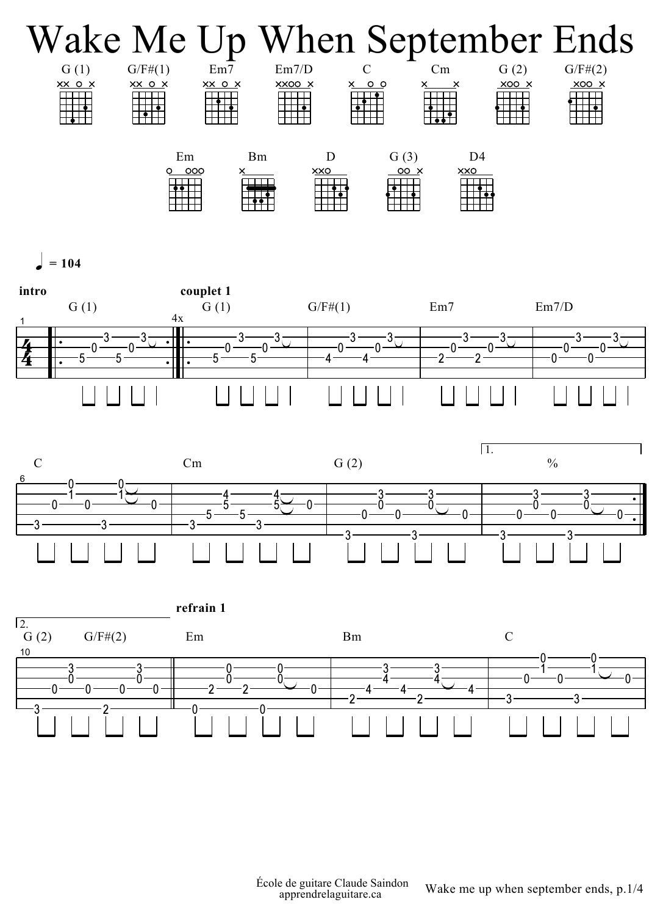# Wake Me Up When September Ends

G (1) · G/F#(1) · Em7 · Em7/D · C · Cm · G (2) · G/F#(2)

Em · Bm · D · G (3) · D4

♩ = 104

**intro** — G (1)

**couplet 1** — 4x — G (1) · G/F#(1) · Em7 · Em7/D

C · Cm · G (2) · 1. %

2. G (2) · G/F#(2)

**refrain 1** — Em · Bm · C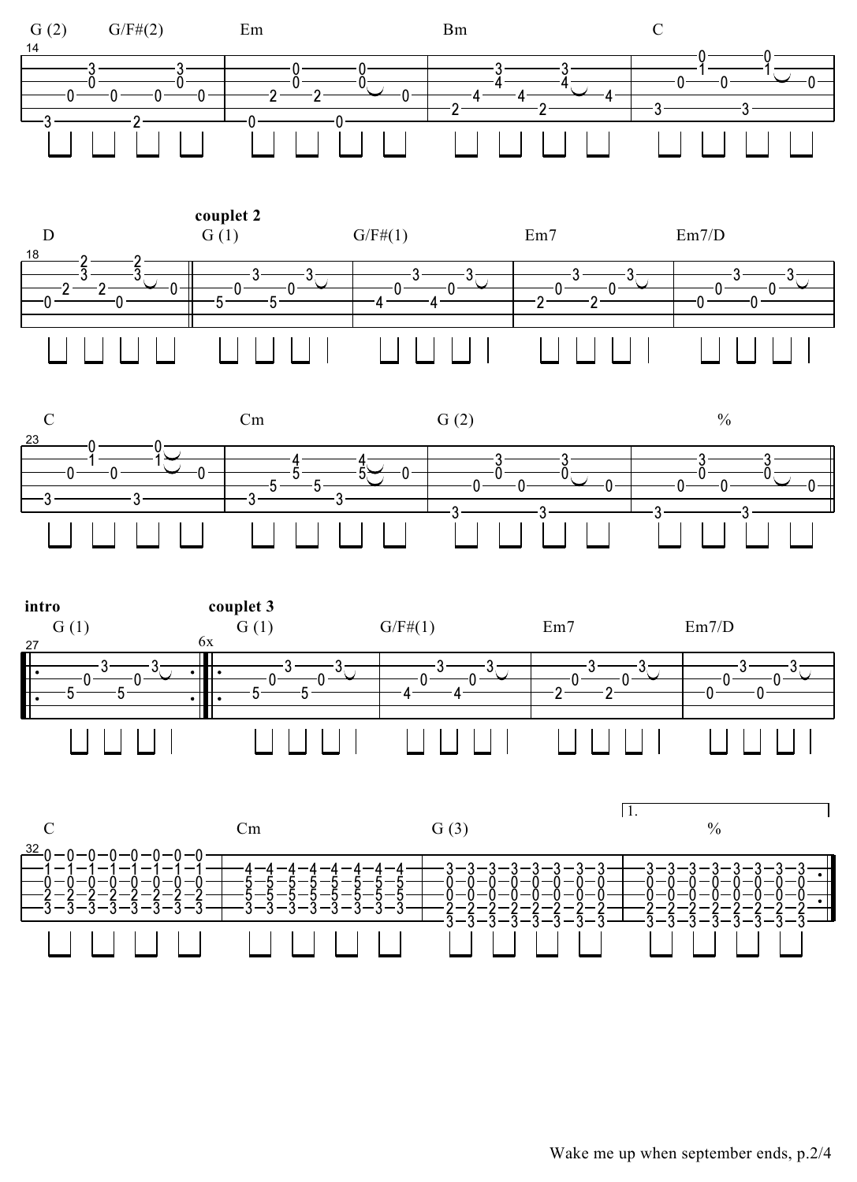G (2) G/F#(2) Em Bm C

D

**couplet 2**

G (1) G/F#(1) Em7 Em7/D

C Cm G (2) %

**intro**

G (1)

**couplet 3**

6x

G (1) G/F#(1) Em7 Em7/D

C Cm G (3) 1. %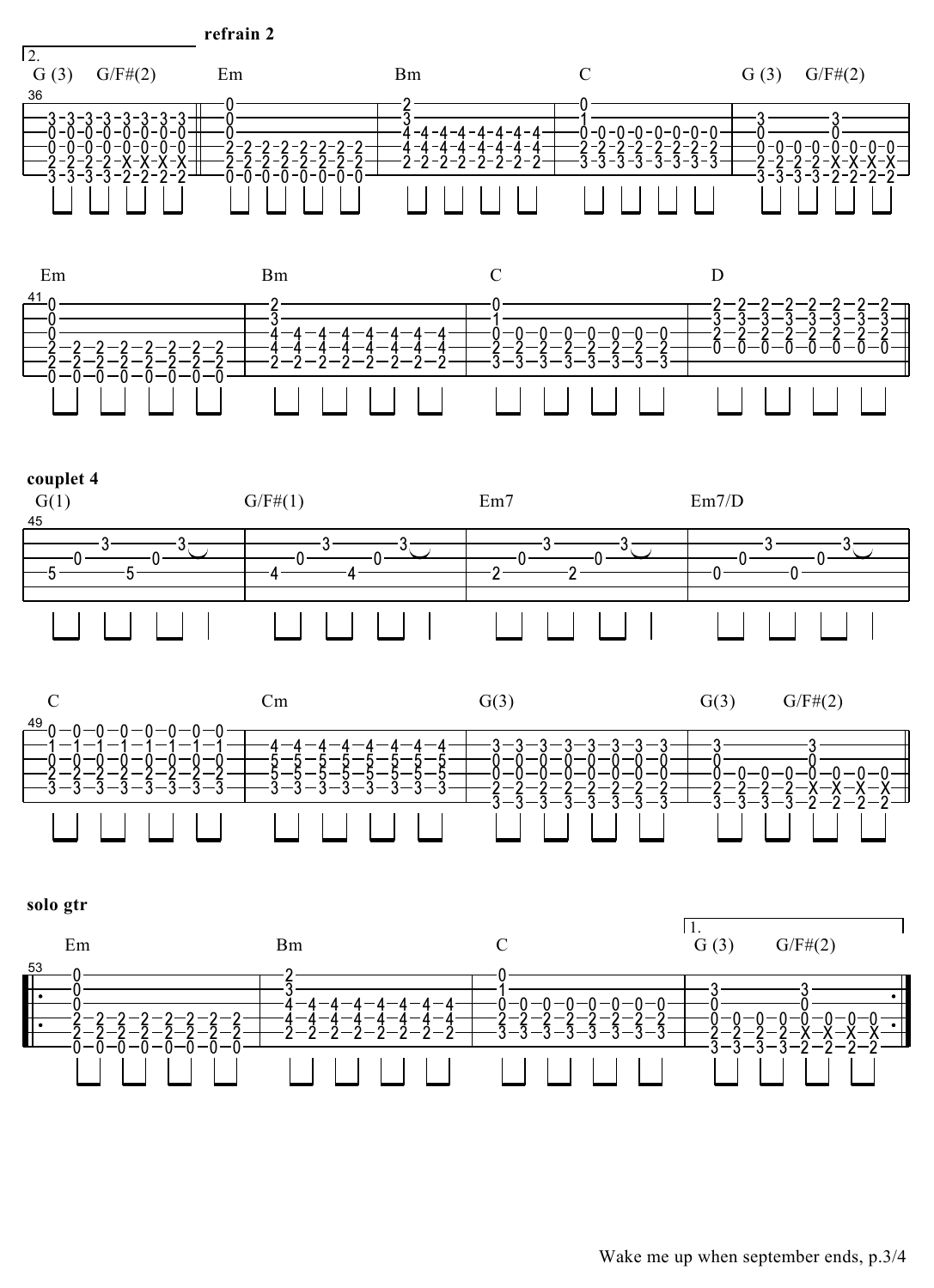**refrain 2**

2.

G (3) G/F#(2) | Em | Bm | C | G (3) G/F#(2)

Em | Bm | C | D

**couplet 4**

G(1) | G/F#(1) | Em7 | Em7/D

C | Cm | G(3) | G(3) G/F#(2)

**solo gtr**

Em | Bm | C | 1. G (3) G/F#(2)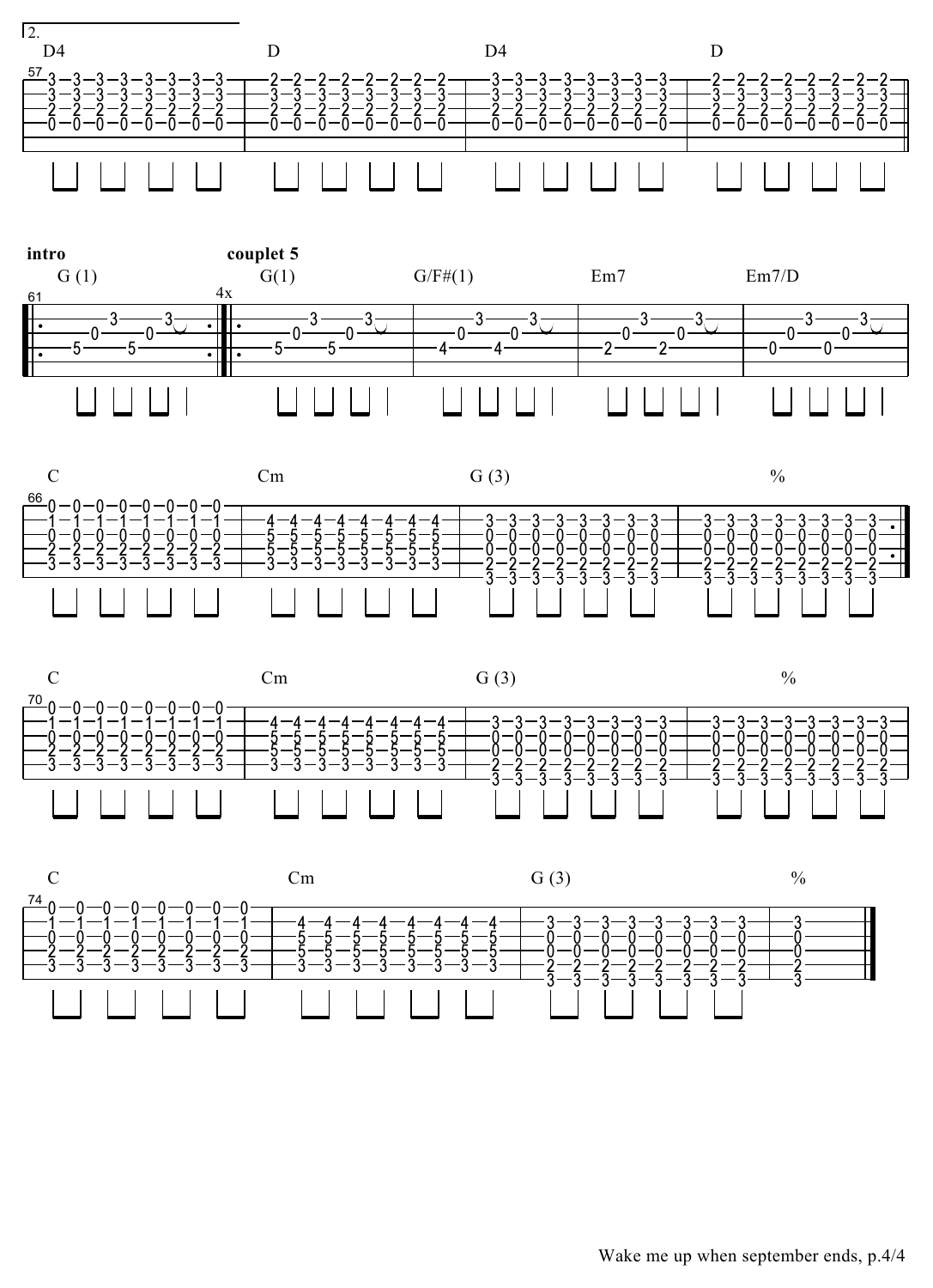2.

D4 D D4 D

**intro** G (1)

4x

**couplet 5** G(1) G/F#(1) Em7 Em7/D

C Cm G (3) %

C Cm G (3) %

C Cm G (3) %